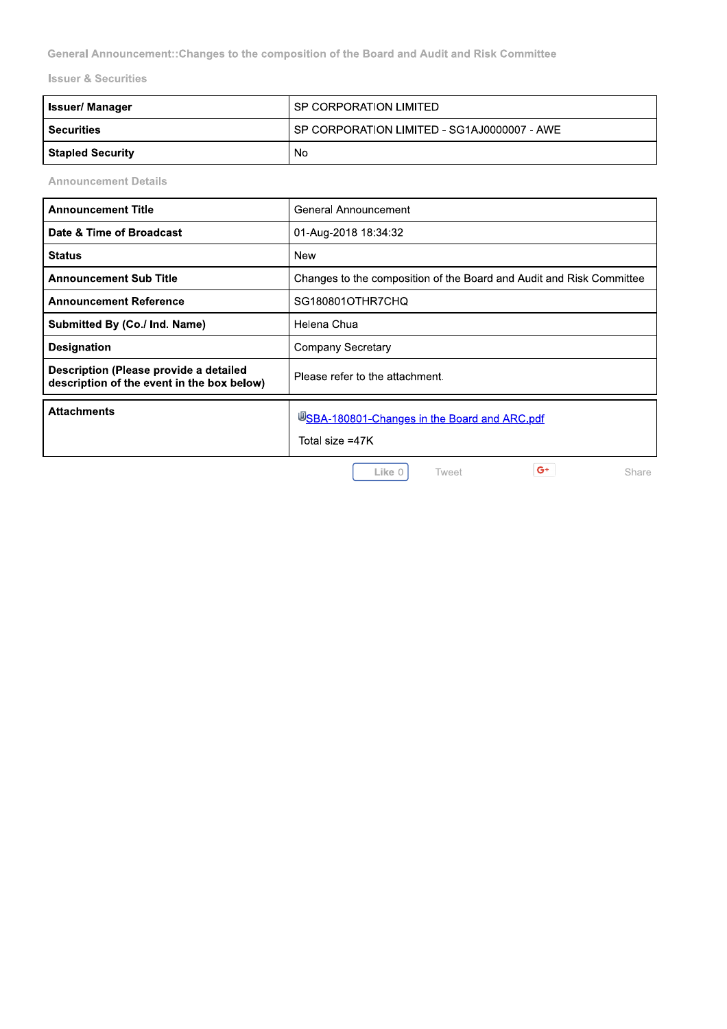General Announcement::Changes to the composition of the Board and Audit and Risk Committee

## Issuer & Securities

| Issuer/ Manager | SP CORPORATION LIMITED |
|---|---|
| Securities | SP CORPORATION LIMITED - SG1AJ0000007 - AWE |
| Stapled Security | No |

## Announcement Details

| Announcement Title | General Announcement |
|---|---|
| Date & Time of Broadcast | 01-Aug-2018 18:34:32 |
| Status | New |
| Announcement Sub Title | Changes to the composition of the Board and Audit and Risk Committee |
| Announcement Reference | SG180801OTHR7CHQ |
| Submitted By (Co./ Ind. Name) | Helena Chua |
| Designation | Company Secretary |
| Description (Please provide a detailed description of the event in the box below) | Please refer to the attachment. |

| Attachments | SBA-180801-Changes in the Board and ARC.pdf<br>Total size =47K |
|---|---|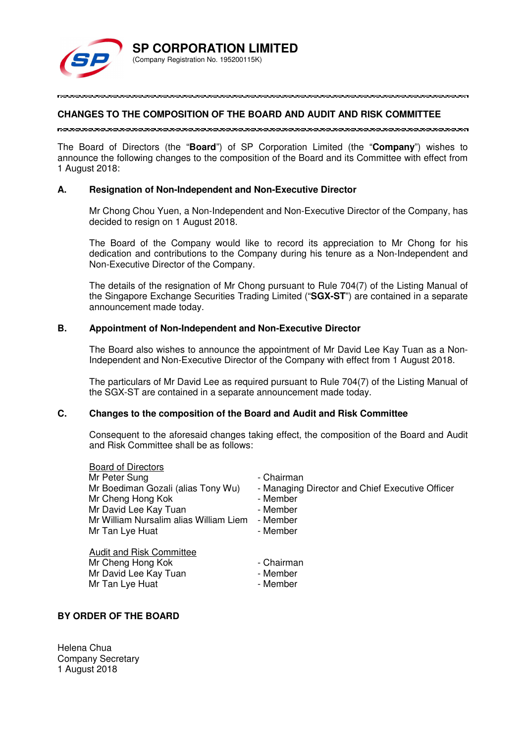# SP CORPORATION LIMITED

(Company Registration No. 195200115K)

## CHANGES TO THE COMPOSITION OF THE BOARD AND AUDIT AND RISK COMMITTEE

The Board of Directors (the "**Board**") of SP Corporation Limited (the "**Company**") wishes to announce the following changes to the composition of the Board and its Committee with effect from 1 August 2018:

### A. Resignation of Non-Independent and Non-Executive Director

Mr Chong Chou Yuen, a Non-Independent and Non-Executive Director of the Company, has decided to resign on 1 August 2018.

The Board of the Company would like to record its appreciation to Mr Chong for his dedication and contributions to the Company during his tenure as a Non-Independent and Non-Executive Director of the Company.

The details of the resignation of Mr Chong pursuant to Rule 704(7) of the Listing Manual of the Singapore Exchange Securities Trading Limited ("**SGX-ST**") are contained in a separate announcement made today.

### B. Appointment of Non-Independent and Non-Executive Director

The Board also wishes to announce the appointment of Mr David Lee Kay Tuan as a Non-Independent and Non-Executive Director of the Company with effect from 1 August 2018.

The particulars of Mr David Lee as required pursuant to Rule 704(7) of the Listing Manual of the SGX-ST are contained in a separate announcement made today.

### C. Changes to the composition of the Board and Audit and Risk Committee

Consequent to the aforesaid changes taking effect, the composition of the Board and Audit and Risk Committee shall be as follows:

<u>Board of Directors</u>

| | |
|---|---|
| Mr Peter Sung | - Chairman |
| Mr Boediman Gozali (alias Tony Wu) | - Managing Director and Chief Executive Officer |
| Mr Cheng Hong Kok | - Member |
| Mr David Lee Kay Tuan | - Member |
| Mr William Nursalim alias William Liem | - Member |
| Mr Tan Lye Huat | - Member |

<u>Audit and Risk Committee</u>

| | |
|---|---|
| Mr Cheng Hong Kok | - Chairman |
| Mr David Lee Kay Tuan | - Member |
| Mr Tan Lye Huat | - Member |

**BY ORDER OF THE BOARD**

Helena Chua
Company Secretary
1 August 2018